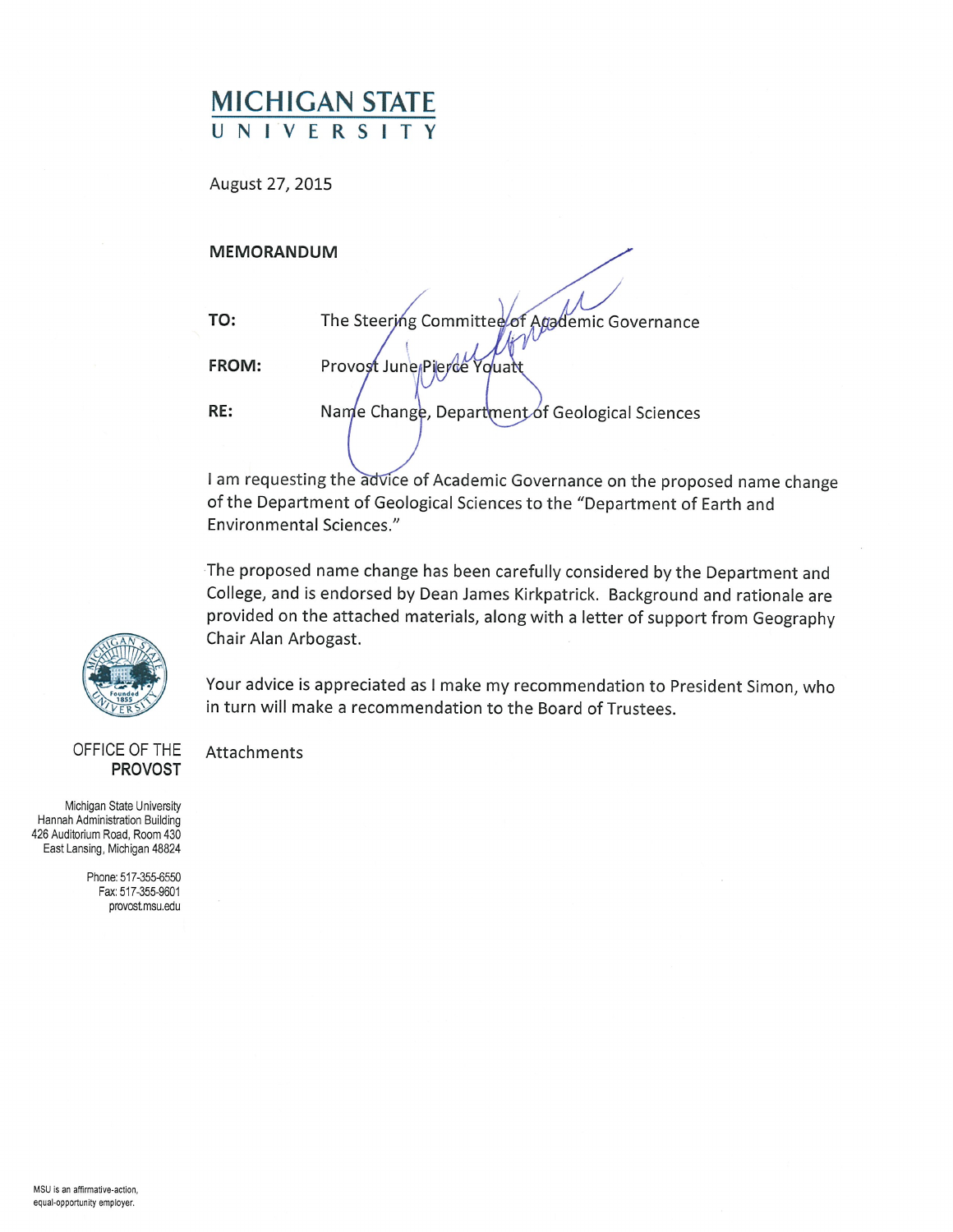# MICHIGAN STATE UNIVERSITY

August 27, 2015

**MEMORANDUM**

**TO:** The Steering Committee of Academic Governance

**FROM:** Provost June Pierce Youatt

**RE:** Name Change, Department of Geological Sciences

I am requesting the advice of Academic Governance on the proposed name change of the Department of Geological Sciences to the "Department of Earth and Environmental Sciences."

The proposed name change has been carefully considered by the Department and College, and is endorsed by Dean James Kirkpatrick. Background and rationale are provided on the attached materials, along with a letter of support from Geography Chair Alan Arbogast.

Your advice is appreciated as I make my recommendation to President Simon, who in turn will make a recommendation to the Board of Trustees.

Attachments

OFFICE OF THE
**PROVOST**

Michigan State University
Hannah Administration Building
426 Auditorium Road, Room 430
East Lansing, Michigan 48824

Phone: 517-355-6550
Fax: 517-355-9601
provost.msu.edu

MSU is an affirmative-action, equal-opportunity employer.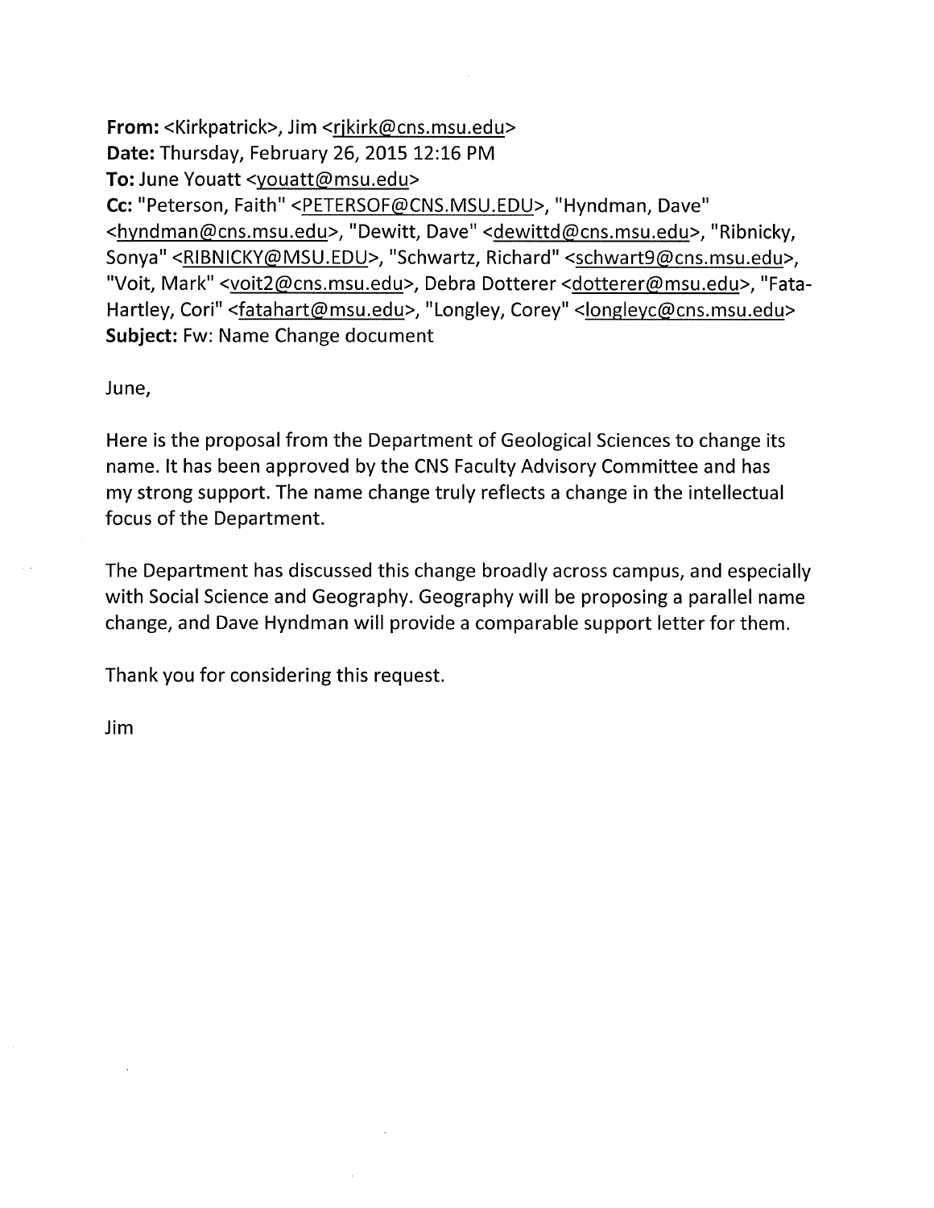**From:** <Kirkpatrick>, Jim <rjkirk@cns.msu.edu>
**Date:** Thursday, February 26, 2015 12:16 PM
**To:** June Youatt <youatt@msu.edu>
**Cc:** "Peterson, Faith" <PETERSOF@CNS.MSU.EDU>, "Hyndman, Dave" <hyndman@cns.msu.edu>, "Dewitt, Dave" <dewittd@cns.msu.edu>, "Ribnicky, Sonya" <RIBNICKY@MSU.EDU>, "Schwartz, Richard" <schwart9@cns.msu.edu>, "Voit, Mark" <voit2@cns.msu.edu>, Debra Dotterer <dotterer@msu.edu>, "Fata-Hartley, Cori" <fatahart@msu.edu>, "Longley, Corey" <longleyc@cns.msu.edu>
**Subject:** Fw: Name Change document

June,

Here is the proposal from the Department of Geological Sciences to change its name. It has been approved by the CNS Faculty Advisory Committee and has my strong support. The name change truly reflects a change in the intellectual focus of the Department.

The Department has discussed this change broadly across campus, and especially with Social Science and Geography. Geography will be proposing a parallel name change, and Dave Hyndman will provide a comparable support letter for them.

Thank you for considering this request.

Jim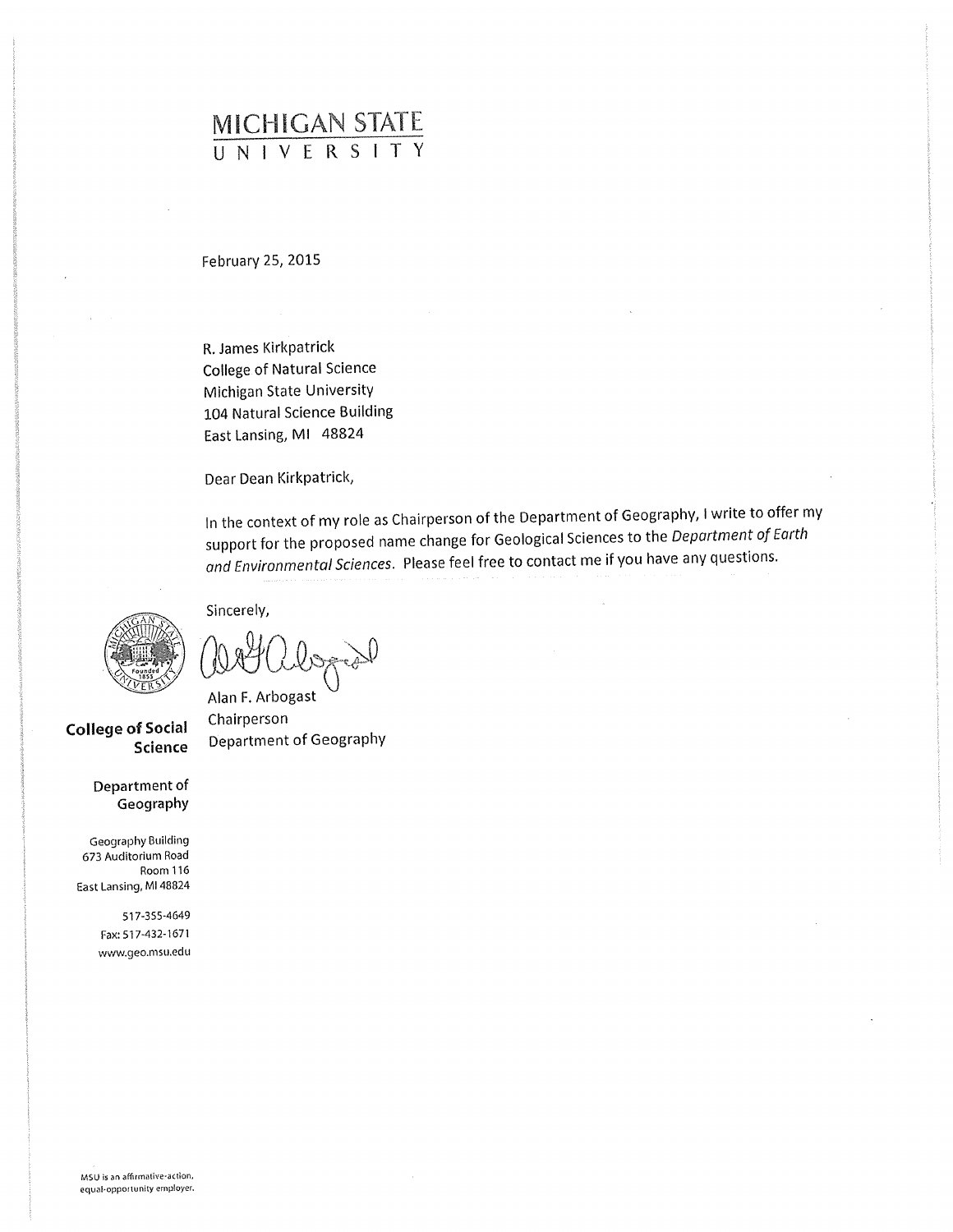# MICHIGAN STATE UNIVERSITY

February 25, 2015

R. James Kirkpatrick
College of Natural Science
Michigan State University
104 Natural Science Building
East Lansing, MI 48824

Dear Dean Kirkpatrick,

In the context of my role as Chairperson of the Department of Geography, I write to offer my support for the proposed name change for Geological Sciences to the *Department of Earth and Environmental Sciences*. Please feel free to contact me if you have any questions.

Sincerely,

Alan F. Arbogast
Chairperson
Department of Geography

**College of Social Science**

**Department of Geography**

Geography Building
673 Auditorium Road
Room 116
East Lansing, MI 48824

517-355-4649
Fax: 517-432-1671
www.geo.msu.edu

MSU is an affirmative-action, equal-opportunity employer.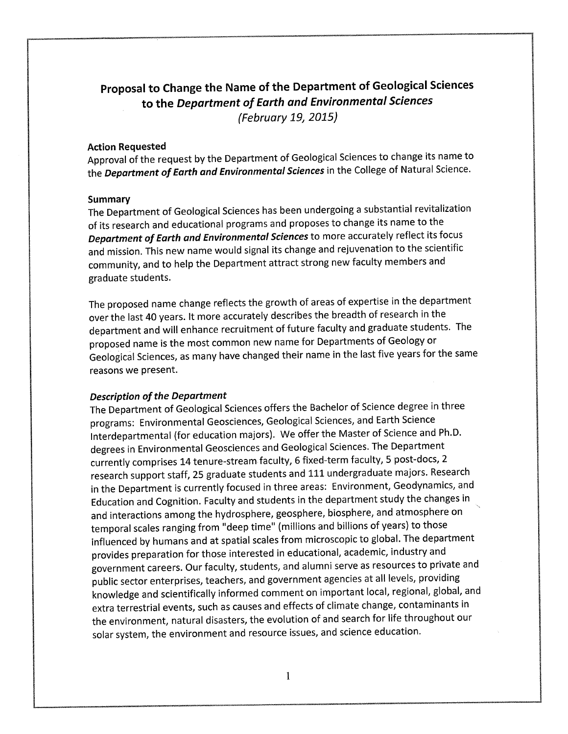# Proposal to Change the Name of the Department of Geological Sciences to the *Department of Earth and Environmental Sciences*

*(February 19, 2015)*

### Action Requested

Approval of the request by the Department of Geological Sciences to change its name to the ***Department of Earth and Environmental Sciences*** in the College of Natural Science.

### Summary

The Department of Geological Sciences has been undergoing a substantial revitalization of its research and educational programs and proposes to change its name to the ***Department of Earth and Environmental Sciences*** to more accurately reflect its focus and mission. This new name would signal its change and rejuvenation to the scientific community, and to help the Department attract strong new faculty members and graduate students.

The proposed name change reflects the growth of areas of expertise in the department over the last 40 years. It more accurately describes the breadth of research in the department and will enhance recruitment of future faculty and graduate students. The proposed name is the most common new name for Departments of Geology or Geological Sciences, as many have changed their name in the last five years for the same reasons we present.

### *Description of the Department*

The Department of Geological Sciences offers the Bachelor of Science degree in three programs: Environmental Geosciences, Geological Sciences, and Earth Science Interdepartmental (for education majors). We offer the Master of Science and Ph.D. degrees in Environmental Geosciences and Geological Sciences. The Department currently comprises 14 tenure-stream faculty, 6 fixed-term faculty, 5 post-docs, 2 research support staff, 25 graduate students and 111 undergraduate majors. Research in the Department is currently focused in three areas: Environment, Geodynamics, and Education and Cognition. Faculty and students in the department study the changes in and interactions among the hydrosphere, geosphere, biosphere, and atmosphere on temporal scales ranging from "deep time" (millions and billions of years) to those influenced by humans and at spatial scales from microscopic to global. The department provides preparation for those interested in educational, academic, industry and government careers. Our faculty, students, and alumni serve as resources to private and public sector enterprises, teachers, and government agencies at all levels, providing knowledge and scientifically informed comment on important local, regional, global, and extra terrestrial events, such as causes and effects of climate change, contaminants in the environment, natural disasters, the evolution of and search for life throughout our solar system, the environment and resource issues, and science education.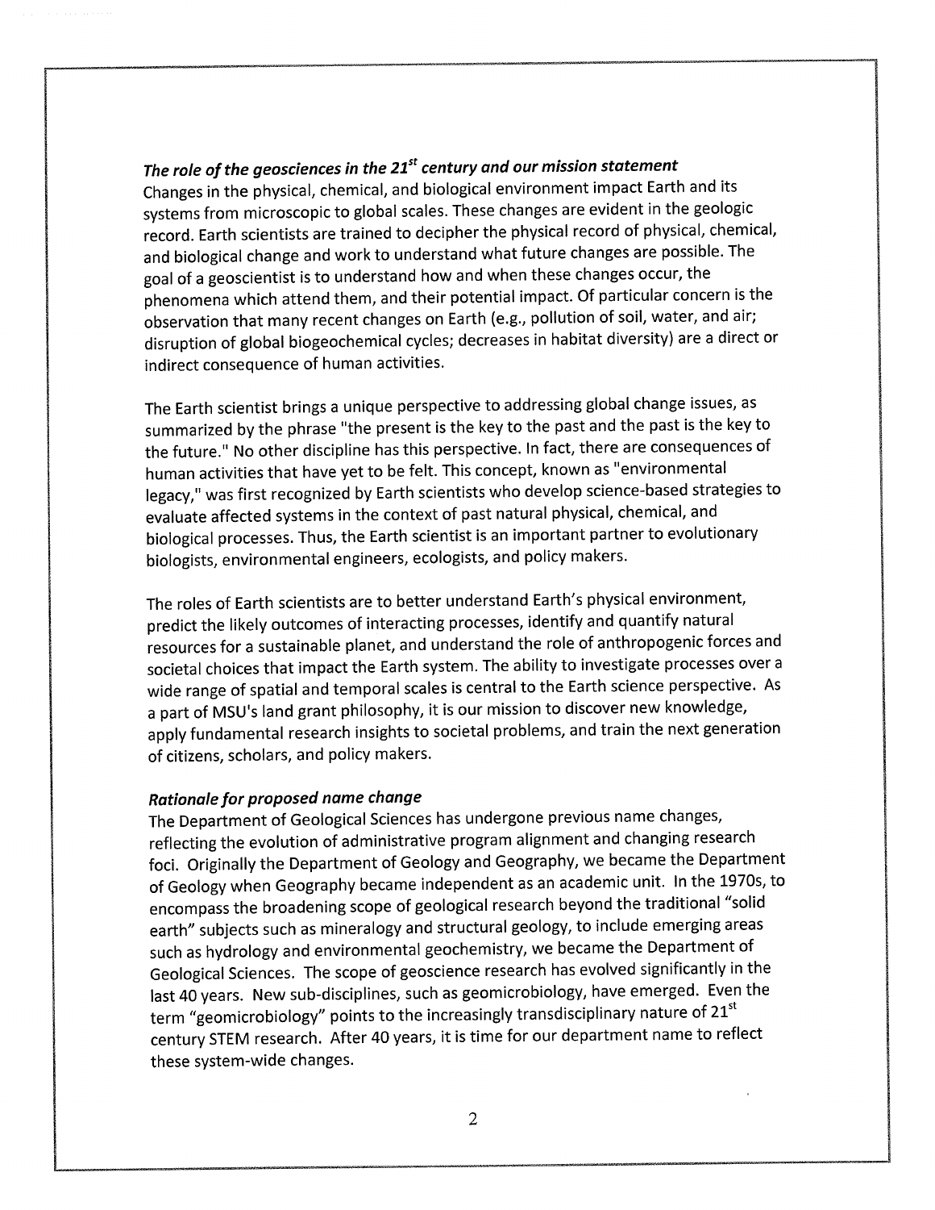### *The role of the geosciences in the 21st century and our mission statement*

Changes in the physical, chemical, and biological environment impact Earth and its systems from microscopic to global scales. These changes are evident in the geologic record. Earth scientists are trained to decipher the physical record of physical, chemical, and biological change and work to understand what future changes are possible. The goal of a geoscientist is to understand how and when these changes occur, the phenomena which attend them, and their potential impact. Of particular concern is the observation that many recent changes on Earth (e.g., pollution of soil, water, and air; disruption of global biogeochemical cycles; decreases in habitat diversity) are a direct or indirect consequence of human activities.

The Earth scientist brings a unique perspective to addressing global change issues, as summarized by the phrase "the present is the key to the past and the past is the key to the future." No other discipline has this perspective. In fact, there are consequences of human activities that have yet to be felt. This concept, known as "environmental legacy," was first recognized by Earth scientists who develop science-based strategies to evaluate affected systems in the context of past natural physical, chemical, and biological processes. Thus, the Earth scientist is an important partner to evolutionary biologists, environmental engineers, ecologists, and policy makers.

The roles of Earth scientists are to better understand Earth's physical environment, predict the likely outcomes of interacting processes, identify and quantify natural resources for a sustainable planet, and understand the role of anthropogenic forces and societal choices that impact the Earth system. The ability to investigate processes over a wide range of spatial and temporal scales is central to the Earth science perspective. As a part of MSU's land grant philosophy, it is our mission to discover new knowledge, apply fundamental research insights to societal problems, and train the next generation of citizens, scholars, and policy makers.

### *Rationale for proposed name change*

The Department of Geological Sciences has undergone previous name changes, reflecting the evolution of administrative program alignment and changing research foci. Originally the Department of Geology and Geography, we became the Department of Geology when Geography became independent as an academic unit. In the 1970s, to encompass the broadening scope of geological research beyond the traditional "solid earth" subjects such as mineralogy and structural geology, to include emerging areas such as hydrology and environmental geochemistry, we became the Department of Geological Sciences. The scope of geoscience research has evolved significantly in the last 40 years. New sub-disciplines, such as geomicrobiology, have emerged. Even the term "geomicrobiology" points to the increasingly transdisciplinary nature of 21st century STEM research. After 40 years, it is time for our department name to reflect these system-wide changes.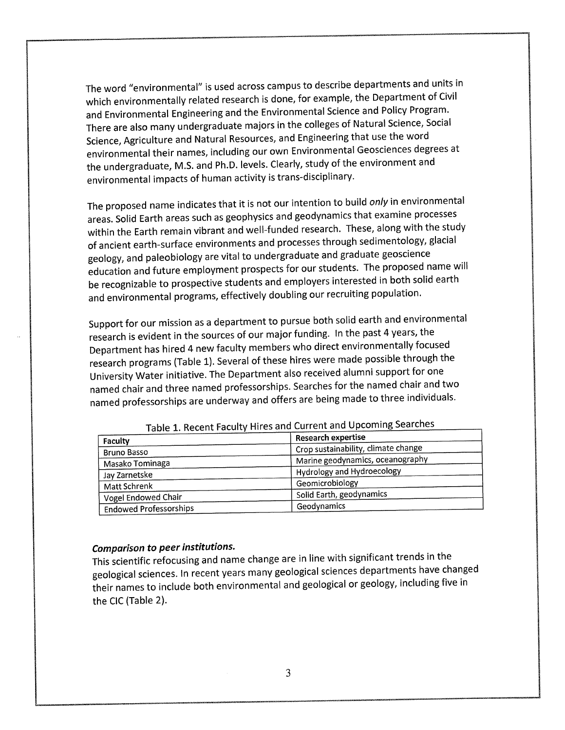The word "environmental" is used across campus to describe departments and units in which environmentally related research is done, for example, the Department of Civil and Environmental Engineering and the Environmental Science and Policy Program. There are also many undergraduate majors in the colleges of Natural Science, Social Science, Agriculture and Natural Resources, and Engineering that use the word environmental their names, including our own Environmental Geosciences degrees at the undergraduate, M.S. and Ph.D. levels. Clearly, study of the environment and environmental impacts of human activity is trans-disciplinary.

The proposed name indicates that it is not our intention to build *only* in environmental areas. Solid Earth areas such as geophysics and geodynamics that examine processes within the Earth remain vibrant and well-funded research. These, along with the study of ancient earth-surface environments and processes through sedimentology, glacial geology, and paleobiology are vital to undergraduate and graduate geoscience education and future employment prospects for our students. The proposed name will be recognizable to prospective students and employers interested in both solid earth and environmental programs, effectively doubling our recruiting population.

Support for our mission as a department to pursue both solid earth and environmental research is evident in the sources of our major funding. In the past 4 years, the Department has hired 4 new faculty members who direct environmentally focused research programs (Table 1). Several of these hires were made possible through the University Water initiative. The Department also received alumni support for one named chair and three named professorships. Searches for the named chair and two named professorships are underway and offers are being made to three individuals.

Table 1. Recent Faculty Hires and Current and Upcoming Searches

| Faculty | Research expertise |
|---|---|
| Bruno Basso | Crop sustainability, climate change |
| Masako Tominaga | Marine geodynamics, oceanography |
| Jay Zarnetske | Hydrology and Hydroecology |
| Matt Schrenk | Geomicrobiology |
| Vogel Endowed Chair | Solid Earth, geodynamics |
| Endowed Professorships | Geodynamics |

***Comparison to peer institutions.***

This scientific refocusing and name change are in line with significant trends in the geological sciences. In recent years many geological sciences departments have changed their names to include both environmental and geological or geology, including five in the CIC (Table 2).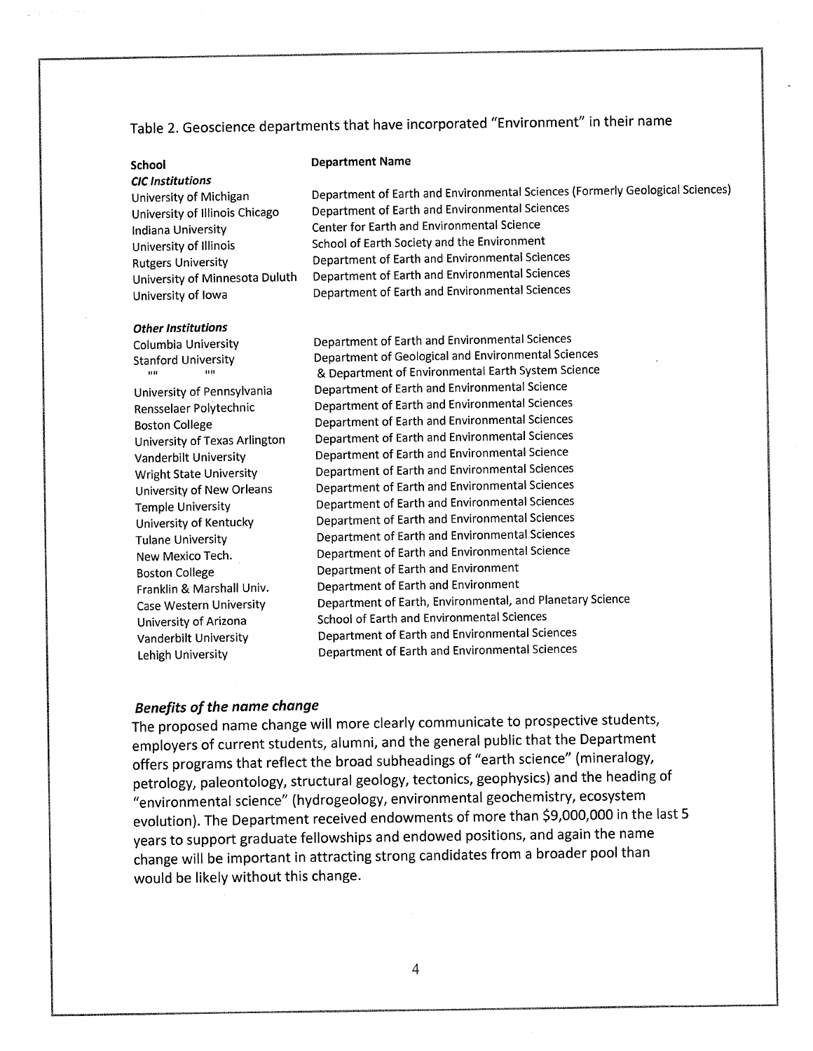Table 2. Geoscience departments that have incorporated "Environment" in their name

| School | Department Name |
| --- | --- |
| ***CIC Institutions*** | |
| University of Michigan | Department of Earth and Environmental Sciences (Formerly Geological Sciences) |
| University of Illinois Chicago | Department of Earth and Environmental Sciences |
| Indiana University | Center for Earth and Environmental Science |
| University of Illinois | School of Earth Society and the Environment |
| Rutgers University | Department of Earth and Environmental Sciences |
| University of Minnesota Duluth | Department of Earth and Environmental Sciences |
| University of Iowa | Department of Earth and Environmental Sciences |
| ***Other Institutions*** | |
| Columbia University | Department of Earth and Environmental Sciences |
| Stanford University | Department of Geological and Environmental Sciences |
| "" "" | & Department of Environmental Earth System Science |
| University of Pennsylvania | Department of Earth and Environmental Science |
| Rensselaer Polytechnic | Department of Earth and Environmental Sciences |
| Boston College | Department of Earth and Environmental Sciences |
| University of Texas Arlington | Department of Earth and Environmental Sciences |
| Vanderbilt University | Department of Earth and Environmental Science |
| Wright State University | Department of Earth and Environmental Sciences |
| University of New Orleans | Department of Earth and Environmental Sciences |
| Temple University | Department of Earth and Environmental Sciences |
| University of Kentucky | Department of Earth and Environmental Sciences |
| Tulane University | Department of Earth and Environmental Sciences |
| New Mexico Tech. | Department of Earth and Environmental Science |
| Boston College | Department of Earth and Environment |
| Franklin & Marshall Univ. | Department of Earth and Environment |
| Case Western University | Department of Earth, Environmental, and Planetary Science |
| University of Arizona | School of Earth and Environmental Sciences |
| Vanderbilt University | Department of Earth and Environmental Sciences |
| Lehigh University | Department of Earth and Environmental Sciences |

### *Benefits of the name change*

The proposed name change will more clearly communicate to prospective students, employers of current students, alumni, and the general public that the Department offers programs that reflect the broad subheadings of "earth science" (mineralogy, petrology, paleontology, structural geology, tectonics, geophysics) and the heading of "environmental science" (hydrogeology, environmental geochemistry, ecosystem evolution). The Department received endowments of more than $9,000,000 in the last 5 years to support graduate fellowships and endowed positions, and again the name change will be important in attracting strong candidates from a broader pool than would be likely without this change.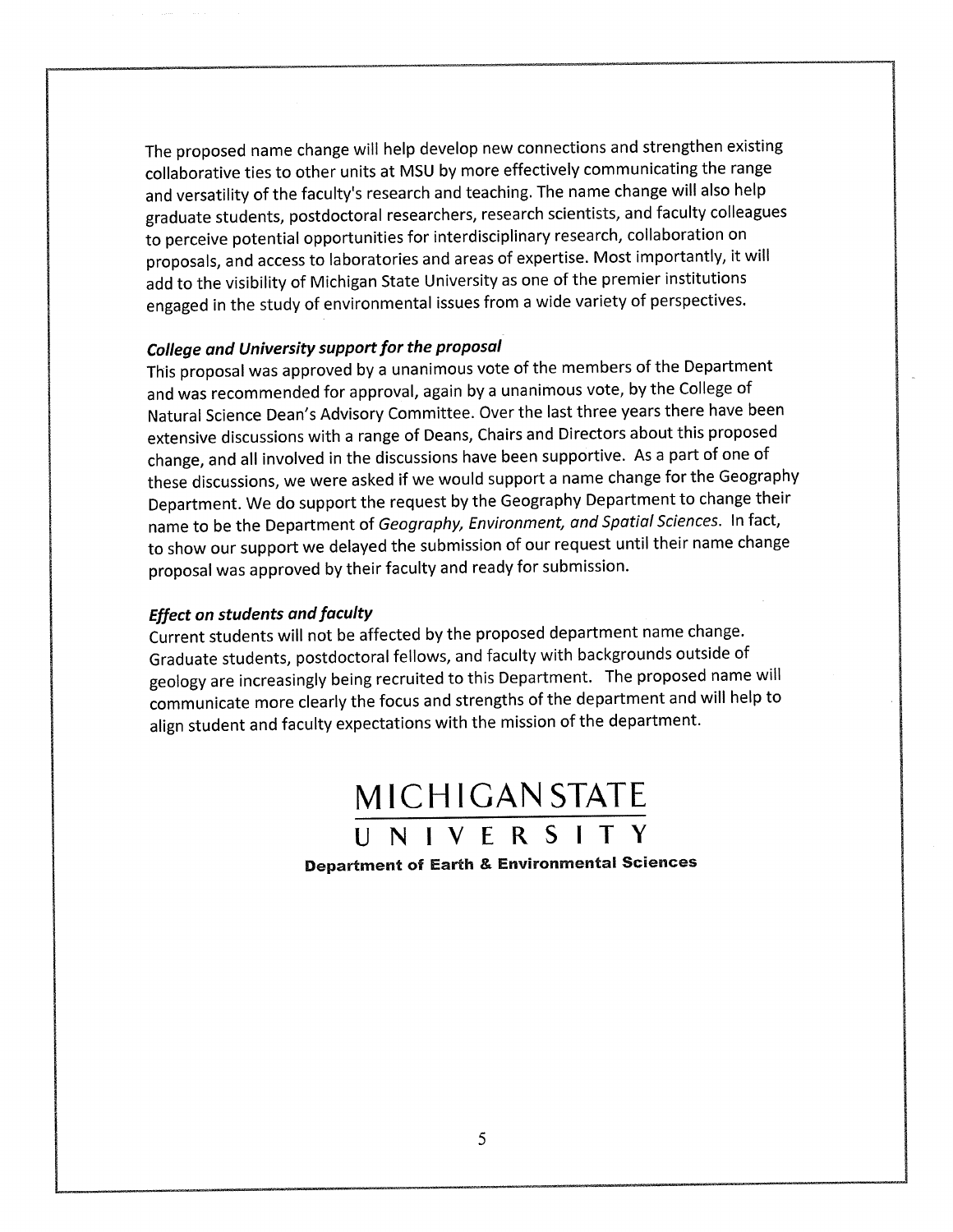The proposed name change will help develop new connections and strengthen existing collaborative ties to other units at MSU by more effectively communicating the range and versatility of the faculty's research and teaching. The name change will also help graduate students, postdoctoral researchers, research scientists, and faculty colleagues to perceive potential opportunities for interdisciplinary research, collaboration on proposals, and access to laboratories and areas of expertise. Most importantly, it will add to the visibility of Michigan State University as one of the premier institutions engaged in the study of environmental issues from a wide variety of perspectives.

***College and University support for the proposal***

This proposal was approved by a unanimous vote of the members of the Department and was recommended for approval, again by a unanimous vote, by the College of Natural Science Dean's Advisory Committee. Over the last three years there have been extensive discussions with a range of Deans, Chairs and Directors about this proposed change, and all involved in the discussions have been supportive. As a part of one of these discussions, we were asked if we would support a name change for the Geography Department. We do support the request by the Geography Department to change their name to be the Department of *Geography, Environment, and Spatial Sciences*. In fact, to show our support we delayed the submission of our request until their name change proposal was approved by their faculty and ready for submission.

***Effect on students and faculty***

Current students will not be affected by the proposed department name change. Graduate students, postdoctoral fellows, and faculty with backgrounds outside of geology are increasingly being recruited to this Department. The proposed name will communicate more clearly the focus and strengths of the department and will help to align student and faculty expectations with the mission of the department.

MICHIGAN STATE
UNIVERSITY
**Department of Earth & Environmental Sciences**